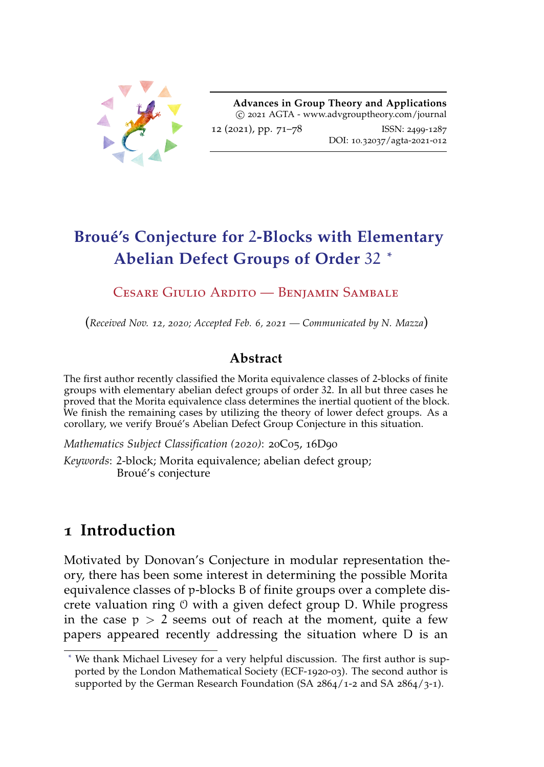# Broué's Conjecture for 2-Blocks with Elementary Abelian Defect Groups of Order 32 *

Cesare Giulio Ardito — Benjamin Sambale

(*Received Nov. 12, 2020; Accepted Feb. 6, 2021 — Communicated by N. Mazza*)

## Abstract

The first author recently classified the Morita equivalence classes of 2-blocks of finite groups with elementary abelian defect groups of order 32. In all but three cases he proved that the Morita equivalence class determines the inertial quotient of the block. We finish the remaining cases by utilizing the theory of lower defect groups. As a corollary, we verify Broué's Abelian Defect Group Conjecture in this situation.

*Mathematics Subject Classification (2020)*: 20C05, 16D90

*Keywords*: 2-block; Morita equivalence; abelian defect group; Broué's conjecture

## 1 Introduction

Motivated by Donovan's Conjecture in modular representation theory, there has been some interest in determining the possible Morita equivalence classes of $p$-blocks $B$ of finite groups over a complete discrete valuation ring $\mathcal{O}$ with a given defect group $D$. While progress in the case $p > 2$ seems out of reach at the moment, quite a few papers appeared recently addressing the situation where $D$ is an

---

* We thank Michael Livesey for a very helpful discussion. The first author is supported by the London Mathematical Society (ECF-1920-03). The second author is supported by the German Research Foundation (SA 2864/1-2 and SA 2864/3-1).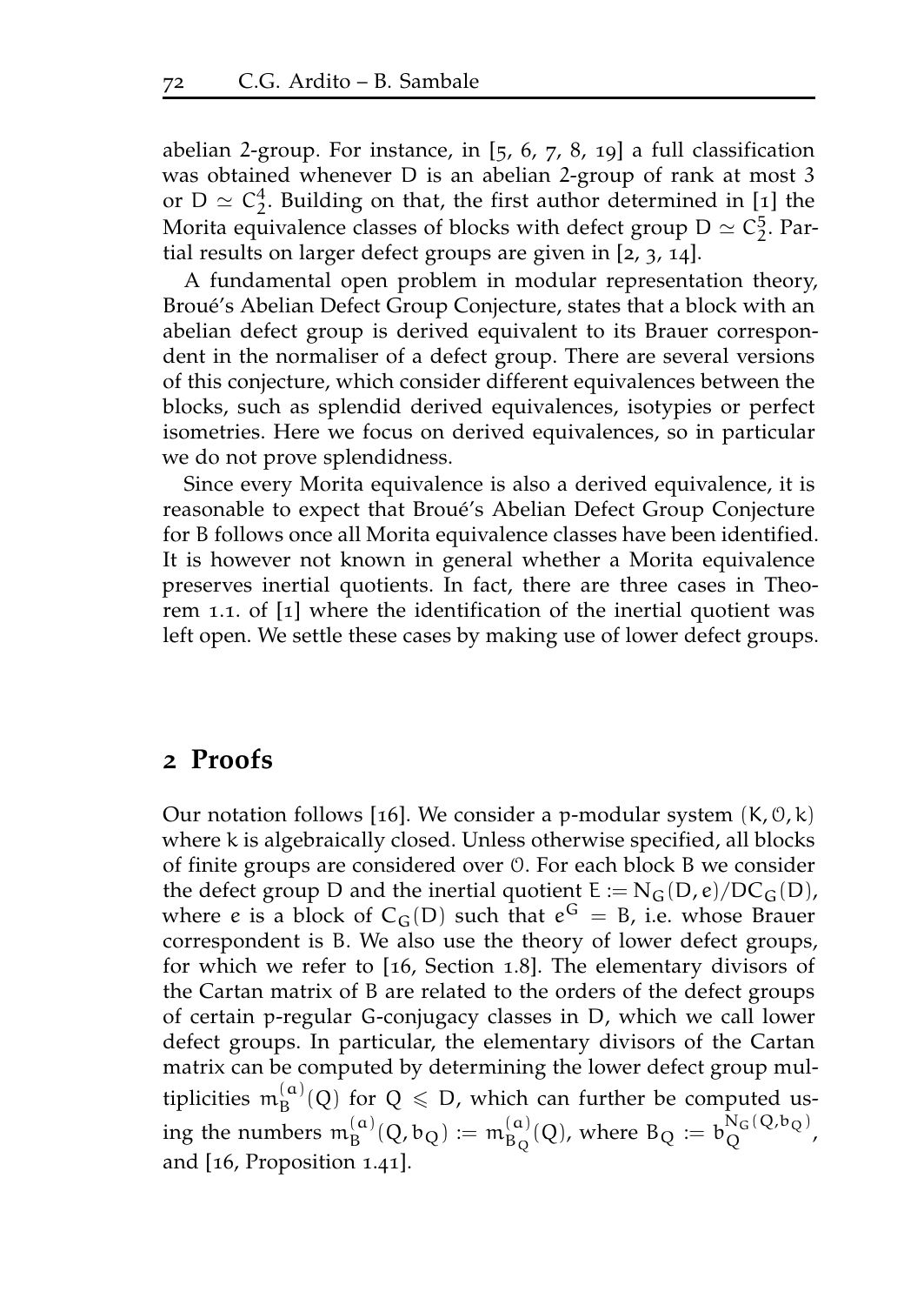abelian 2-group. For instance, in [5, 6, 7, 8, 19] a full classification was obtained whenever $D$ is an abelian 2-group of rank at most 3 or $D \simeq C_2^4$. Building on that, the first author determined in [1] the Morita equivalence classes of blocks with defect group $D \simeq C_2^5$. Partial results on larger defect groups are given in [2, 3, 14].

A fundamental open problem in modular representation theory, Broué's Abelian Defect Group Conjecture, states that a block with an abelian defect group is derived equivalent to its Brauer correspondent in the normaliser of a defect group. There are several versions of this conjecture, which consider different equivalences between the blocks, such as splendid derived equivalences, isotypies or perfect isometries. Here we focus on derived equivalences, so in particular we do not prove splendidness.

Since every Morita equivalence is also a derived equivalence, it is reasonable to expect that Broué's Abelian Defect Group Conjecture for $B$ follows once all Morita equivalence classes have been identified. It is however not known in general whether a Morita equivalence preserves inertial quotients. In fact, there are three cases in Theorem 1.1. of [1] where the identification of the inertial quotient was left open. We settle these cases by making use of lower defect groups.

## 2 Proofs

Our notation follows [16]. We consider a $p$-modular system $(K, \mathcal{O}, k)$ where $k$ is algebraically closed. Unless otherwise specified, all blocks of finite groups are considered over $\mathcal{O}$. For each block $B$ we consider the defect group $D$ and the inertial quotient $E := N_G(D, e)/DC_G(D)$, where $e$ is a block of $C_G(D)$ such that $e^G = B$, i.e. whose Brauer correspondent is $B$. We also use the theory of lower defect groups, for which we refer to [16, Section 1.8]. The elementary divisors of the Cartan matrix of $B$ are related to the orders of the defect groups of certain $p$-regular $G$-conjugacy classes in $D$, which we call lower defect groups. In particular, the elementary divisors of the Cartan matrix can be computed by determining the lower defect group multiplicities $m_B^{(a)}(Q)$ for $Q \leqslant D$, which can further be computed using the numbers $m_B^{(a)}(Q, b_Q) := m_{B_Q}^{(a)}(Q)$, where $B_Q := b_Q^{N_G(Q, b_Q)}$, and [16, Proposition 1.41].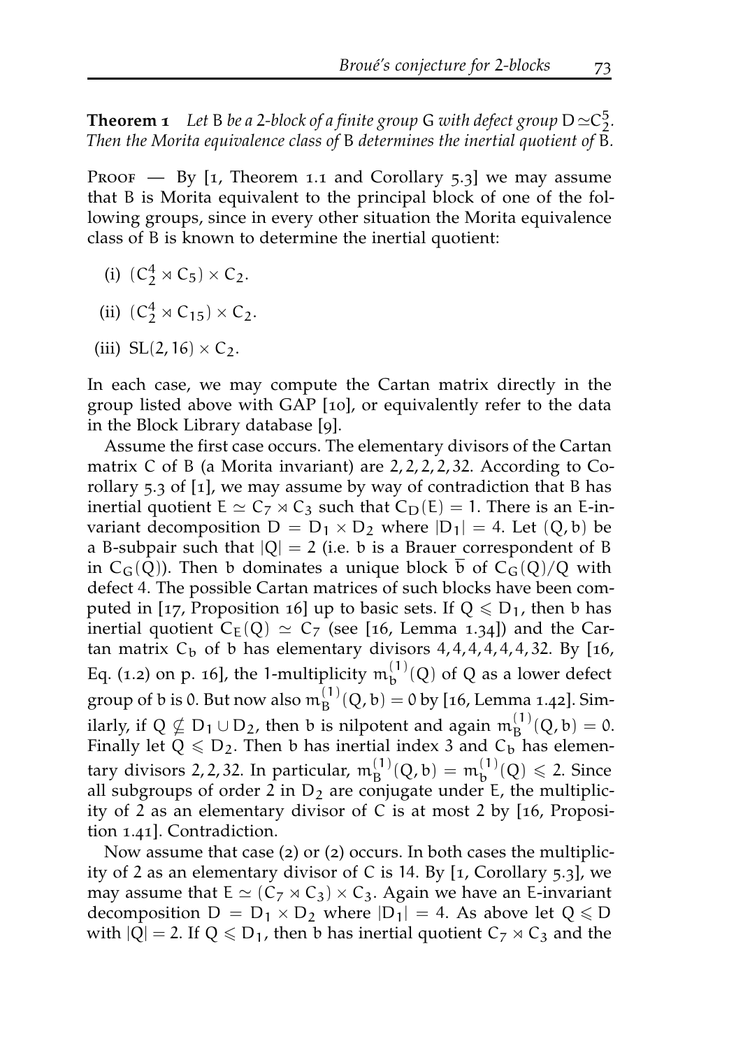**Theorem 1** *Let* $B$ *be a 2-block of a finite group* $G$ *with defect group* $D \simeq C_2^5$. *Then the Morita equivalence class of* $B$ *determines the inertial quotient of* $B$.

Proof — By [1, Theorem 1.1 and Corollary 5.3] we may assume that $B$ is Morita equivalent to the principal block of one of the following groups, since in every other situation the Morita equivalence class of $B$ is known to determine the inertial quotient:

(i) $(C_2^4 \rtimes C_5) \times C_2$.

(ii) $(C_2^4 \rtimes C_{15}) \times C_2$.

(iii) $SL(2, 16) \times C_2$.

In each case, we may compute the Cartan matrix directly in the group listed above with GAP [10], or equivalently refer to the data in the Block Library database [9].

Assume the first case occurs. The elementary divisors of the Cartan matrix $C$ of $B$ (a Morita invariant) are $2, 2, 2, 2, 32$. According to Corollary 5.3 of [1], we may assume by way of contradiction that $B$ has inertial quotient $E \simeq C_7 \rtimes C_3$ such that $C_D(E) = 1$. There is an $E$-invariant decomposition $D = D_1 \times D_2$ where $|D_1| = 4$. Let $(Q, b)$ be a $B$-subpair such that $|Q| = 2$ (i.e. $b$ is a Brauer correspondent of $B$ in $C_G(Q)$). Then $b$ dominates a unique block $\overline{b}$ of $C_G(Q)/Q$ with defect 4. The possible Cartan matrices of such blocks have been computed in [17, Proposition 16] up to basic sets. If $Q \leqslant D_1$, then $b$ has inertial quotient $C_E(Q) \simeq C_7$ (see [16, Lemma 1.34]) and the Cartan matrix $C_b$ of $b$ has elementary divisors $4, 4, 4, 4, 4, 4, 32$. By [16, Eq. (1.2) on p. 16], the 1-multiplicity $m_b^{(1)}(Q)$ of $Q$ as a lower defect group of $b$ is 0. But now also $m_B^{(1)}(Q, b) = 0$ by [16, Lemma 1.42]. Similarly, if $Q \nsubseteq D_1 \cup D_2$, then $b$ is nilpotent and again $m_B^{(1)}(Q, b) = 0$. Finally let $Q \leqslant D_2$. Then $b$ has inertial index 3 and $C_b$ has elementary divisors $2, 2, 32$. In particular, $m_B^{(1)}(Q, b) = m_b^{(1)}(Q) \leqslant 2$. Since all subgroups of order 2 in $D_2$ are conjugate under $E$, the multiplicity of 2 as an elementary divisor of $C$ is at most 2 by [16, Proposition 1.41]. Contradiction.

Now assume that case (2) or (2) occurs. In both cases the multiplicity of 2 as an elementary divisor of $C$ is 14. By [1, Corollary 5.3], we may assume that $E \simeq (C_7 \rtimes C_3) \times C_3$. Again we have an $E$-invariant decomposition $D = D_1 \times D_2$ where $|D_1| = 4$. As above let $Q \leqslant D$ with $|Q| = 2$. If $Q \leqslant D_1$, then $b$ has inertial quotient $C_7 \rtimes C_3$ and the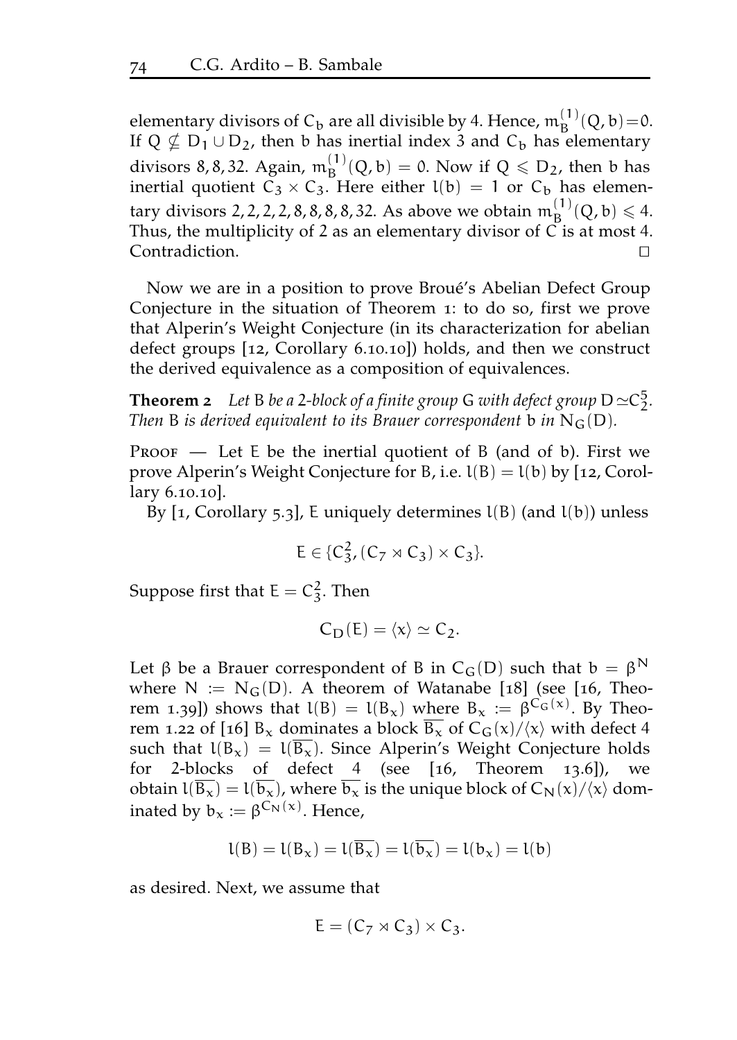elementary divisors of $C_b$ are all divisible by 4. Hence, $m_B^{(1)}(Q,b)=0$. If $Q \nsubseteq D_1 \cup D_2$, then $b$ has inertial index 3 and $C_b$ has elementary divisors $8, 8, 32$. Again, $m_B^{(1)}(Q,b) = 0$. Now if $Q \leqslant D_2$, then $b$ has inertial quotient $C_3 \times C_3$. Here either $l(b) = 1$ or $C_b$ has elementary divisors $2, 2, 2, 2, 8, 8, 8, 8, 32$. As above we obtain $m_B^{(1)}(Q,b) \leqslant 4$. Thus, the multiplicity of 2 as an elementary divisor of $C$ is at most 4. Contradiction. □

Now we are in a position to prove Broué's Abelian Defect Group Conjecture in the situation of Theorem 1: to do so, first we prove that Alperin's Weight Conjecture (in its characterization for abelian defect groups [12, Corollary 6.10.10]) holds, and then we construct the derived equivalence as a composition of equivalences.

**Theorem 2** *Let $B$ be a 2-block of a finite group $G$ with defect group $D \simeq C_2^5$. Then $B$ is derived equivalent to its Brauer correspondent $b$ in $N_G(D)$.*

Proof — Let $E$ be the inertial quotient of $B$ (and of $b$). First we prove Alperin's Weight Conjecture for $B$, i.e. $l(B) = l(b)$ by [12, Corollary 6.10.10].

By [1, Corollary 5.3], $E$ uniquely determines $l(B)$ (and $l(b)$) unless

$$E \in \{C_3^2, (C_7 \rtimes C_3) \times C_3\}.$$

Suppose first that $E = C_3^2$. Then

$$C_D(E) = \langle x \rangle \simeq C_2.$$

Let $\beta$ be a Brauer correspondent of $B$ in $C_G(D)$ such that $b = \beta^N$ where $N := N_G(D)$. A theorem of Watanabe [18] (see [16, Theorem 1.39]) shows that $l(B) = l(B_x)$ where $B_x := \beta^{C_G(x)}$. By Theorem 1.22 of [16] $B_x$ dominates a block $\overline{B_x}$ of $C_G(x)/\langle x \rangle$ with defect 4 such that $l(B_x) = l(\overline{B_x})$. Since Alperin's Weight Conjecture holds for 2-blocks of defect 4 (see [16, Theorem 13.6]), we obtain $l(\overline{B_x}) = l(\overline{b_x})$, where $\overline{b_x}$ is the unique block of $C_N(x)/\langle x \rangle$ dominated by $b_x := \beta^{C_N(x)}$. Hence,

$$l(B) = l(B_x) = l(\overline{B_x}) = l(\overline{b_x}) = l(b_x) = l(b)$$

as desired. Next, we assume that

$$E = (C_7 \rtimes C_3) \times C_3.$$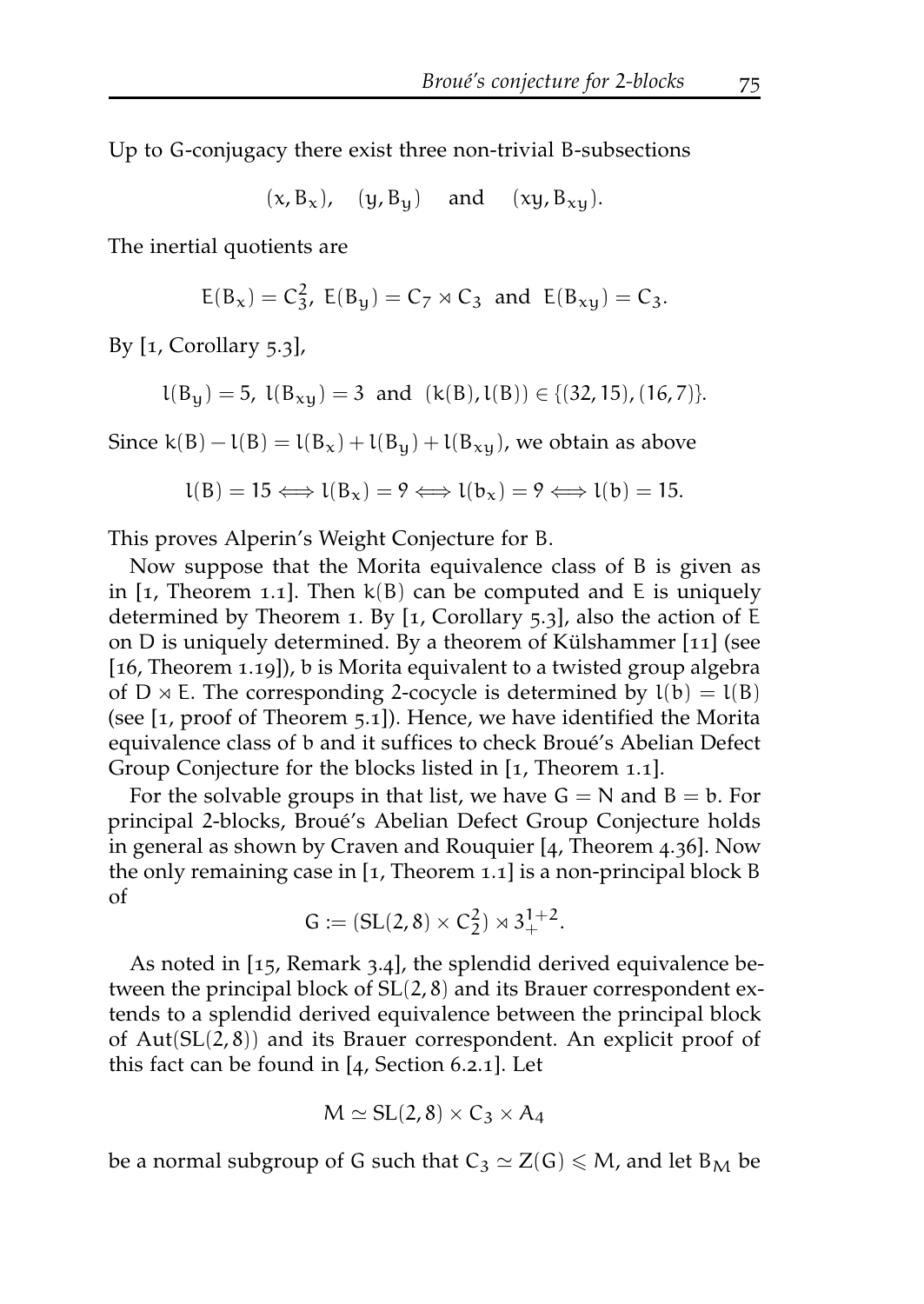Up to $G$-conjugacy there exist three non-trivial $B$-subsections

$$(x, B_x), \quad (y, B_y) \quad \text{and} \quad (xy, B_{xy}).$$

The inertial quotients are

$$E(B_x) = C_3^2,\ E(B_y) = C_7 \rtimes C_3 \ \text{ and } \ E(B_{xy}) = C_3.$$

By [1, Corollary 5.3],

$$l(B_y) = 5,\ l(B_{xy}) = 3 \ \text{ and } \ (k(B), l(B)) \in \{(32, 15), (16, 7)\}.$$

Since $k(B) - l(B) = l(B_x) + l(B_y) + l(B_{xy})$, we obtain as above

$$l(B) = 15 \iff l(B_x) = 9 \iff l(b_x) = 9 \iff l(b) = 15.$$

This proves Alperin's Weight Conjecture for $B$.

Now suppose that the Morita equivalence class of $B$ is given as in [1, Theorem 1.1]. Then $k(B)$ can be computed and $E$ is uniquely determined by Theorem 1. By [1, Corollary 5.3], also the action of $E$ on $D$ is uniquely determined. By a theorem of Külshammer [11] (see [16, Theorem 1.19]), $b$ is Morita equivalent to a twisted group algebra of $D \rtimes E$. The corresponding 2-cocycle is determined by $l(b) = l(B)$ (see [1, proof of Theorem 5.1]). Hence, we have identified the Morita equivalence class of $b$ and it suffices to check Broué's Abelian Defect Group Conjecture for the blocks listed in [1, Theorem 1.1].

For the solvable groups in that list, we have $G = N$ and $B = b$. For principal 2-blocks, Broué's Abelian Defect Group Conjecture holds in general as shown by Craven and Rouquier [4, Theorem 4.36]. Now the only remaining case in [1, Theorem 1.1] is a non-principal block $B$ of

$$G := (\mathrm{SL}(2, 8) \times C_2^2) \rtimes 3_+^{1+2}.$$

As noted in [15, Remark 3.4], the splendid derived equivalence between the principal block of $\mathrm{SL}(2, 8)$ and its Brauer correspondent extends to a splendid derived equivalence between the principal block of $\mathrm{Aut}(\mathrm{SL}(2, 8))$ and its Brauer correspondent. An explicit proof of this fact can be found in [4, Section 6.2.1]. Let

$$M \simeq \mathrm{SL}(2, 8) \times C_3 \times A_4$$

be a normal subgroup of $G$ such that $C_3 \simeq Z(G) \leqslant M$, and let $B_M$ be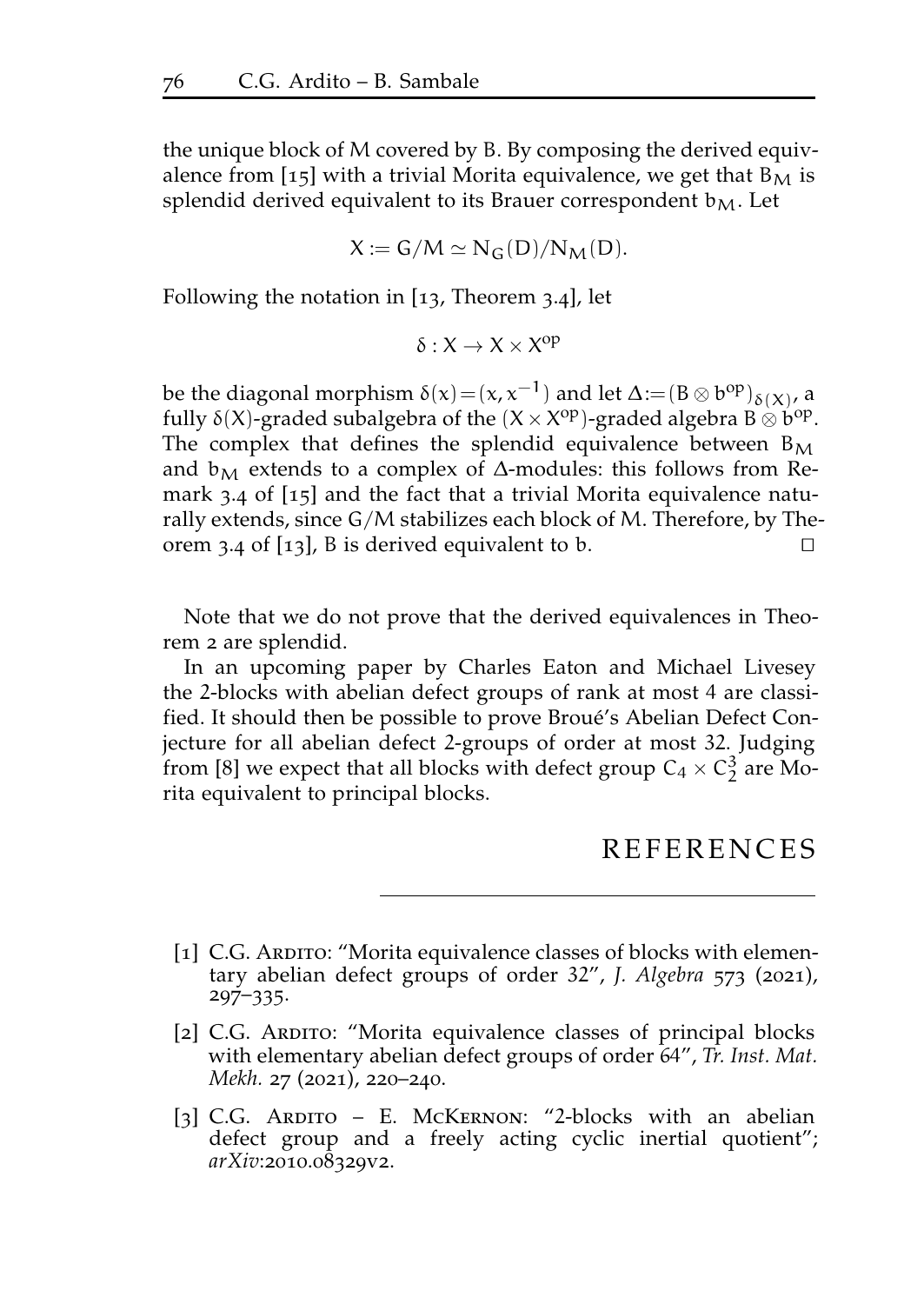the unique block of M covered by B. By composing the derived equivalence from [15] with a trivial Morita equivalence, we get that $B_M$ is splendid derived equivalent to its Brauer correspondent $b_M$. Let

$$X := G/M \simeq N_G(D)/N_M(D).$$

Following the notation in [13, Theorem 3.4], let

$$\delta : X \to X \times X^{op}$$

be the diagonal morphism $\delta(x) = (x, x^{-1})$ and let $\Delta := (B \otimes b^{op})_{\delta(X)}$, a fully $\delta(X)$-graded subalgebra of the $(X \times X^{op})$-graded algebra $B \otimes b^{op}$. The complex that defines the splendid equivalence between $B_M$ and $b_M$ extends to a complex of $\Delta$-modules: this follows from Remark 3.4 of [15] and the fact that a trivial Morita equivalence naturally extends, since $G/M$ stabilizes each block of M. Therefore, by Theorem 3.4 of [13], B is derived equivalent to b. □

Note that we do not prove that the derived equivalences in Theorem 2 are splendid.

In an upcoming paper by Charles Eaton and Michael Livesey the 2-blocks with abelian defect groups of rank at most 4 are classified. It should then be possible to prove Broué's Abelian Defect Conjecture for all abelian defect 2-groups of order at most 32. Judging from [8] we expect that all blocks with defect group $C_4 \times C_2^3$ are Morita equivalent to principal blocks.

## REFERENCES

- [1] C.G. Ardito: "Morita equivalence classes of blocks with elementary abelian defect groups of order 32", *J. Algebra* 573 (2021), 297–335.
- [2] C.G. Ardito: "Morita equivalence classes of principal blocks with elementary abelian defect groups of order 64", *Tr. Inst. Mat. Mekh.* 27 (2021), 220–240.
- [3] C.G. Ardito – E. McKernon: "2-blocks with an abelian defect group and a freely acting cyclic inertial quotient"; *arXiv*:2010.08329v2.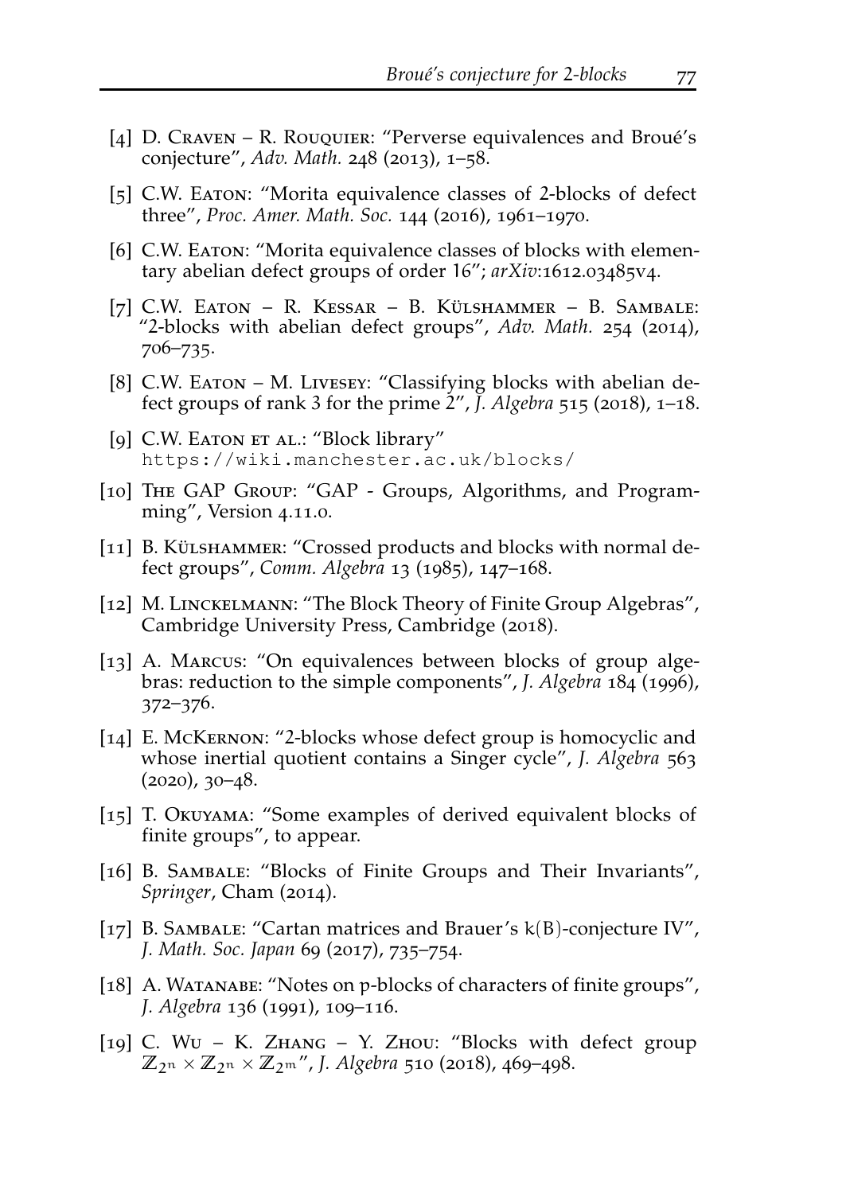[4] D. Craven – R. Rouquier: "Perverse equivalences and Broué's conjecture", *Adv. Math.* 248 (2013), 1–58.

[5] C.W. Eaton: "Morita equivalence classes of 2-blocks of defect three", *Proc. Amer. Math. Soc.* 144 (2016), 1961–1970.

[6] C.W. Eaton: "Morita equivalence classes of blocks with elementary abelian defect groups of order 16"; *arXiv*:1612.03485v4.

[7] C.W. Eaton – R. Kessar – B. Külshammer – B. Sambale: "2-blocks with abelian defect groups", *Adv. Math.* 254 (2014), 706–735.

[8] C.W. Eaton – M. Livesey: "Classifying blocks with abelian defect groups of rank 3 for the prime 2", *J. Algebra* 515 (2018), 1–18.

[9] C.W. Eaton et al.: "Block library" https://wiki.manchester.ac.uk/blocks/

[10] The GAP Group: "GAP - Groups, Algorithms, and Programming", Version 4.11.0.

[11] B. Külshammer: "Crossed products and blocks with normal defect groups", *Comm. Algebra* 13 (1985), 147–168.

[12] M. Linckelmann: "The Block Theory of Finite Group Algebras", Cambridge University Press, Cambridge (2018).

[13] A. Marcus: "On equivalences between blocks of group algebras: reduction to the simple components", *J. Algebra* 184 (1996), 372–376.

[14] E. McKernon: "2-blocks whose defect group is homocyclic and whose inertial quotient contains a Singer cycle", *J. Algebra* 563 (2020), 30–48.

[15] T. Okuyama: "Some examples of derived equivalent blocks of finite groups", to appear.

[16] B. Sambale: "Blocks of Finite Groups and Their Invariants", *Springer*, Cham (2014).

[17] B. Sambale: "Cartan matrices and Brauer's $k(B)$-conjecture IV", *J. Math. Soc. Japan* 69 (2017), 735–754.

[18] A. Watanabe: "Notes on p-blocks of characters of finite groups", *J. Algebra* 136 (1991), 109–116.

[19] C. Wu – K. Zhang – Y. Zhou: "Blocks with defect group $\mathbb{Z}_{2^n} \times \mathbb{Z}_{2^n} \times \mathbb{Z}_{2^m}$", *J. Algebra* 510 (2018), 469–498.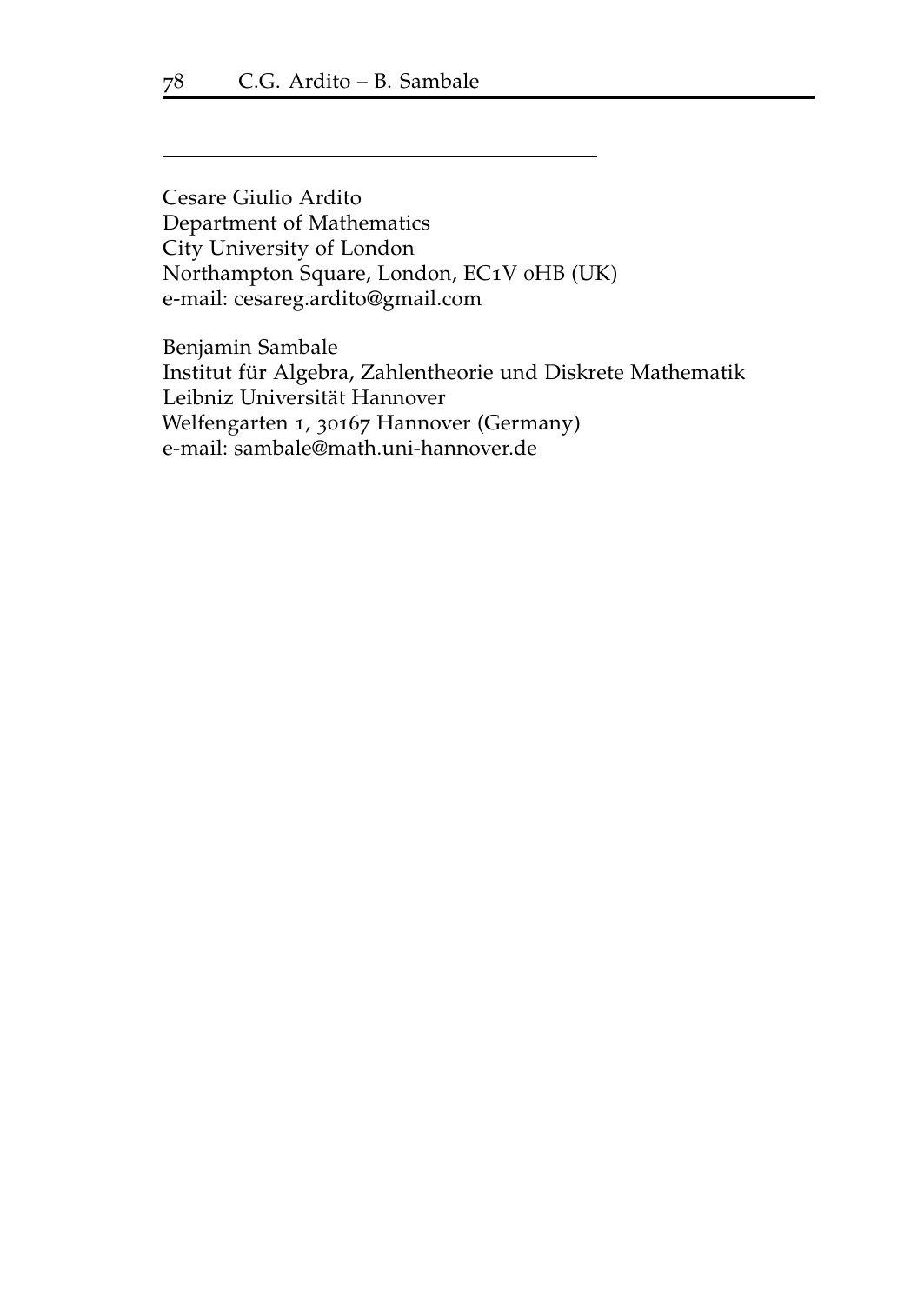Cesare Giulio Ardito
Department of Mathematics
City University of London
Northampton Square, London, EC1V 0HB (UK)
e-mail: cesareg.ardito@gmail.com

Benjamin Sambale
Institut für Algebra, Zahlentheorie und Diskrete Mathematik
Leibniz Universität Hannover
Welfengarten 1, 30167 Hannover (Germany)
e-mail: sambale@math.uni-hannover.de